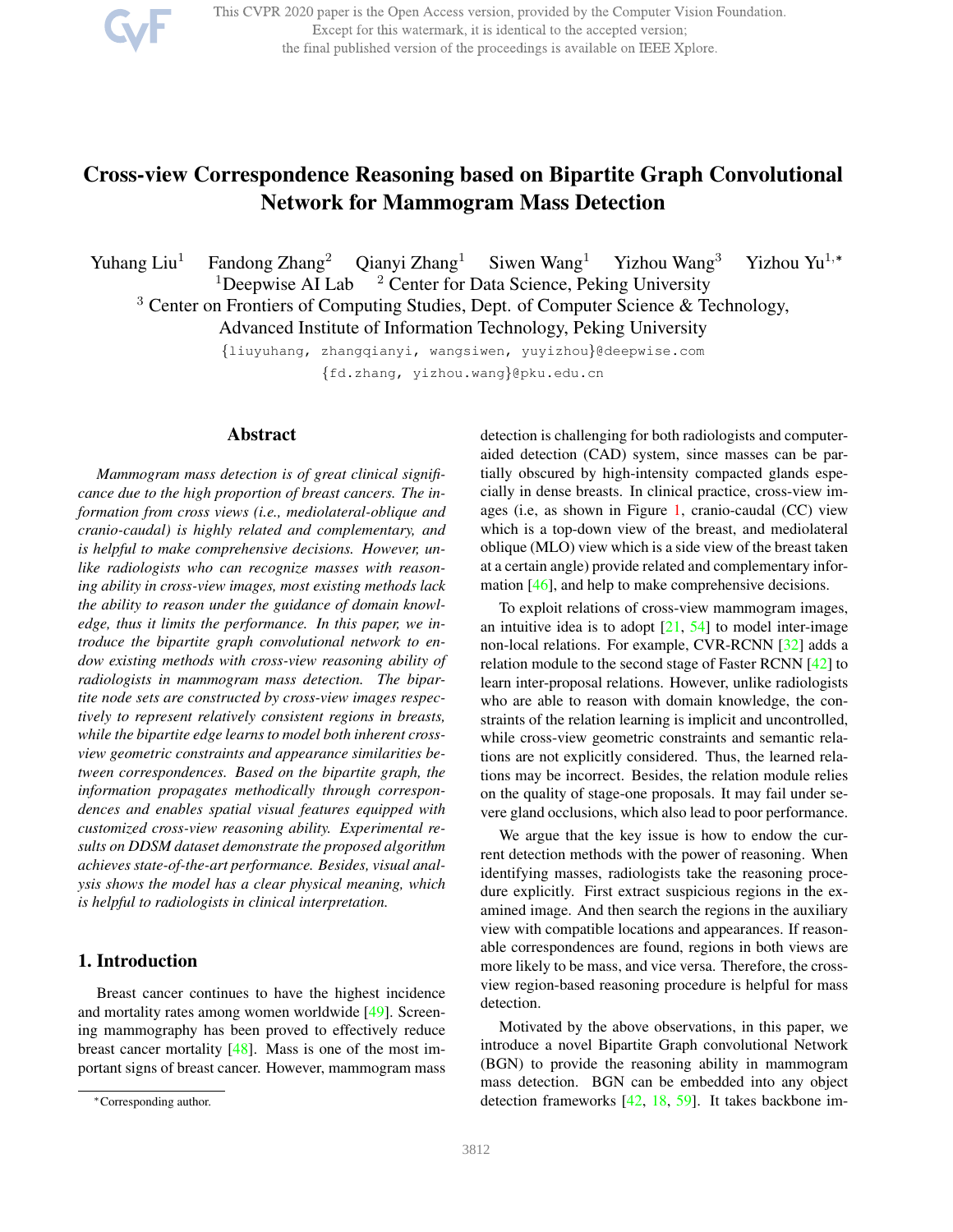# Cross-view Correspondence Reasoning based on Bipartite Graph Convolutional Network for Mammogram Mass Detection

Yuhang Liu[1] Fandong Zhang[2] Qianyi Zhang[1] Siwen Wang[1] Yizhou Wang[3] Yizhou Yu[1,*]

[1]Deepwise AI Lab [2] Center for Data Science, Peking University

[3] Center on Frontiers of Computing Studies, Dept. of Computer Science & Technology, Advanced Institute of Information Technology, Peking University

{liuyuhang, zhangqianyi, wangsiwen, yuyizhou}@deepwise.com

{fd.zhang, yizhou.wang}@pku.edu.cn

## Abstract

*Mammogram mass detection is of great clinical significance due to the high proportion of breast cancers. The information from cross views (i.e., mediolateral-oblique and cranio-caudal) is highly related and complementary, and is helpful to make comprehensive decisions. However, unlike radiologists who can recognize masses with reasoning ability in cross-view images, most existing methods lack the ability to reason under the guidance of domain knowledge, thus it limits the performance. In this paper, we introduce the bipartite graph convolutional network to endow existing methods with cross-view reasoning ability of radiologists in mammogram mass detection. The bipartite node sets are constructed by cross-view images respectively to represent relatively consistent regions in breasts, while the bipartite edge learns to model both inherent cross-view geometric constraints and appearance similarities between correspondences. Based on the bipartite graph, the information propagates methodically through correspondences and enables spatial visual features equipped with customized cross-view reasoning ability. Experimental results on DDSM dataset demonstrate the proposed algorithm achieves state-of-the-art performance. Besides, visual analysis shows the model has a clear physical meaning, which is helpful to radiologists in clinical interpretation.*

## 1. Introduction

Breast cancer continues to have the highest incidence and mortality rates among women worldwide [49]. Screening mammography has been proved to effectively reduce breast cancer mortality [48]. Mass is one of the most important signs of breast cancer. However, mammogram mass detection is challenging for both radiologists and computer-aided detection (CAD) system, since masses can be partially obscured by high-intensity compacted glands especially in dense breasts. In clinical practice, cross-view images (i.e, as shown in Figure 1, cranio-caudal (CC) view which is a top-down view of the breast, and mediolateral oblique (MLO) view which is a side view of the breast taken at a certain angle) provide related and complementary information [46], and help to make comprehensive decisions.

To exploit relations of cross-view mammogram images, an intuitive idea is to adopt [21, 54] to model inter-image non-local relations. For example, CVR-RCNN [32] adds a relation module to the second stage of Faster RCNN [42] to learn inter-proposal relations. However, unlike radiologists who are able to reason with domain knowledge, the constraints of the relation learning is implicit and uncontrolled, while cross-view geometric constraints and semantic relations are not explicitly considered. Thus, the learned relations may be incorrect. Besides, the relation module relies on the quality of stage-one proposals. It may fail under severe gland occlusions, which also lead to poor performance.

We argue that the key issue is how to endow the current detection methods with the power of reasoning. When identifying masses, radiologists take the reasoning procedure explicitly. First extract suspicious regions in the examined image. And then search the regions in the auxiliary view with compatible locations and appearances. If reasonable correspondences are found, regions in both views are more likely to be mass, and vice versa. Therefore, the cross-view region-based reasoning procedure is helpful for mass detection.

Motivated by the above observations, in this paper, we introduce a novel Bipartite Graph convolutional Network (BGN) to provide the reasoning ability in mammogram mass detection. BGN can be embedded into any object detection frameworks [42, 18, 59]. It takes backbone im-

*Corresponding author.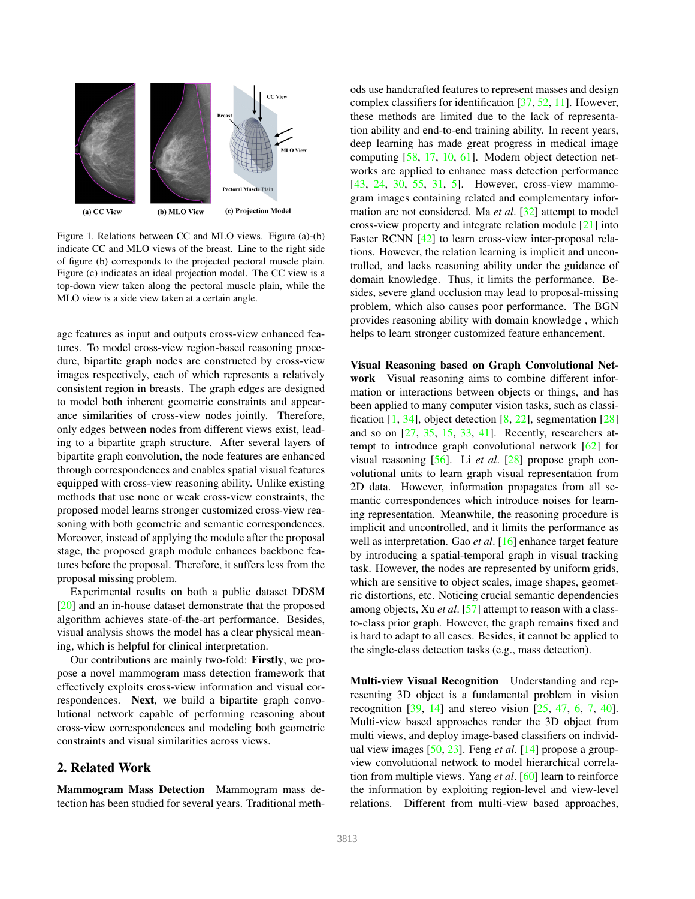Figure 1. Relations between CC and MLO views. Figure (a)-(b) indicate CC and MLO views of the breast. Line to the right side of figure (b) corresponds to the projected pectoral muscle plain. Figure (c) indicates an ideal projection model. The CC view is a top-down view taken along the pectoral muscle plain, while the MLO view is a side view taken at a certain angle.

age features as input and outputs cross-view enhanced features. To model cross-view region-based reasoning procedure, bipartite graph nodes are constructed by cross-view images respectively, each of which represents a relatively consistent region in breasts. The graph edges are designed to model both inherent geometric constraints and appearance similarities of cross-view nodes jointly. Therefore, only edges between nodes from different views exist, leading to a bipartite graph structure. After several layers of bipartite graph convolution, the node features are enhanced through correspondences and enables spatial visual features equipped with cross-view reasoning ability. Unlike existing methods that use none or weak cross-view constraints, the proposed model learns stronger customized cross-view reasoning with both geometric and semantic correspondences. Moreover, instead of applying the module after the proposal stage, the proposed graph module enhances backbone features before the proposal. Therefore, it suffers less from the proposal missing problem.

Experimental results on both a public dataset DDSM [20] and an in-house dataset demonstrate that the proposed algorithm achieves state-of-the-art performance. Besides, visual analysis shows the model has a clear physical meaning, which is helpful for clinical interpretation.

Our contributions are mainly two-fold: **Firstly**, we propose a novel mammogram mass detection framework that effectively exploits cross-view information and visual correspondences. **Next**, we build a bipartite graph convolutional network capable of performing reasoning about cross-view correspondences and modeling both geometric constraints and visual similarities across views.

## 2. Related Work

**Mammogram Mass Detection** Mammogram mass detection has been studied for several years. Traditional methods use handcrafted features to represent masses and design complex classifiers for identification [37, 52, 11]. However, these methods are limited due to the lack of representation ability and end-to-end training ability. In recent years, deep learning has made great progress in medical image computing [58, 17, 10, 61]. Modern object detection networks are applied to enhance mass detection performance [43, 24, 30, 55, 31, 5]. However, cross-view mammogram images containing related and complementary information are not considered. Ma *et al*. [32] attempt to model cross-view property and integrate relation module [21] into Faster RCNN [42] to learn cross-view inter-proposal relations. However, the relation learning is implicit and uncontrolled, and lacks reasoning ability under the guidance of domain knowledge. Thus, it limits the performance. Besides, severe gland occlusion may lead to proposal-missing problem, which also causes poor performance. The BGN provides reasoning ability with domain knowledge , which helps to learn stronger customized feature enhancement.

**Visual Reasoning based on Graph Convolutional Network** Visual reasoning aims to combine different information or interactions between objects or things, and has been applied to many computer vision tasks, such as classification [1, 34], object detection [8, 22], segmentation [28] and so on [27, 35, 15, 33, 41]. Recently, researchers attempt to introduce graph convolutional network [62] for visual reasoning [56]. Li *et al*. [28] propose graph convolutional units to learn graph visual representation from 2D data. However, information propagates from all semantic correspondences which introduce noises for learning representation. Meanwhile, the reasoning procedure is implicit and uncontrolled, and it limits the performance as well as interpretation. Gao *et al*. [16] enhance target feature by introducing a spatial-temporal graph in visual tracking task. However, the nodes are represented by uniform grids, which are sensitive to object scales, image shapes, geometric distortions, etc. Noticing crucial semantic dependencies among objects, Xu *et al*. [57] attempt to reason with a class-to-class prior graph. However, the graph remains fixed and is hard to adapt to all cases. Besides, it cannot be applied to the single-class detection tasks (e.g., mass detection).

**Multi-view Visual Recognition** Understanding and representing 3D object is a fundamental problem in vision recognition [39, 14] and stereo vision [25, 47, 6, 7, 40]. Multi-view based approaches render the 3D object from multi views, and deploy image-based classifiers on individual view images [50, 23]. Feng *et al*. [14] propose a group-view convolutional network to model hierarchical correlation from multiple views. Yang *et al*. [60] learn to reinforce the information by exploiting region-level and view-level relations. Different from multi-view based approaches,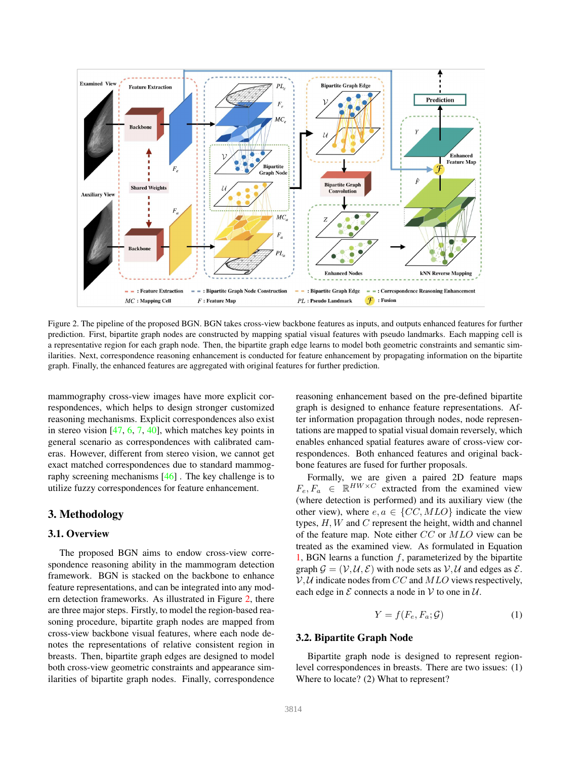Figure 2. The pipeline of the proposed BGN. BGN takes cross-view backbone features as inputs, and outputs enhanced features for further prediction. First, bipartite graph nodes are constructed by mapping spatial visual features with pseudo landmarks. Each mapping cell is a representative region for each graph node. Then, the bipartite graph edge learns to model both geometric constraints and semantic similarities. Next, correspondence reasoning enhancement is conducted for feature enhancement by propagating information on the bipartite graph. Finally, the enhanced features are aggregated with original features for further prediction.

mammography cross-view images have more explicit correspondences, which helps to design stronger customized reasoning mechanisms. Explicit correspondences also exist in stereo vision [47, 6, 7, 40], which matches key points in general scenario as correspondences with calibrated cameras. However, different from stereo vision, we cannot get exact matched correspondences due to standard mammography screening mechanisms [46] . The key challenge is to utilize fuzzy correspondences for feature enhancement.

# 3. Methodology

## 3.1. Overview

The proposed BGN aims to endow cross-view correspondence reasoning ability in the mammogram detection framework. BGN is stacked on the backbone to enhance feature representations, and can be integrated into any modern detection frameworks. As illustrated in Figure 2, there are three major steps. Firstly, to model the region-based reasoning procedure, bipartite graph nodes are mapped from cross-view backbone visual features, where each node denotes the representations of relative consistent region in breasts. Then, bipartite graph edges are designed to model both cross-view geometric constraints and appearance similarities of bipartite graph nodes. Finally, correspondence reasoning enhancement based on the pre-defined bipartite graph is designed to enhance feature representations. After information propagation through nodes, node representations are mapped to spatial visual domain reversely, which enables enhanced spatial features aware of cross-view correspondences. Both enhanced features and original backbone features are fused for further proposals.

Formally, we are given a paired 2D feature maps $F_e, F_a \in \mathbb{R}^{HW \times C}$ extracted from the examined view (where detection is performed) and its auxiliary view (the other view), where $e, a \in \{CC, MLO\}$ indicate the view types, $H, W$ and $C$ represent the height, width and channel of the feature map. Note either $CC$ or $MLO$ view can be treated as the examined view. As formulated in Equation 1, BGN learns a function $f$, parameterized by the bipartite graph $\mathcal{G} = (\mathcal{V}, \mathcal{U}, \mathcal{E})$ with node sets as $\mathcal{V}, \mathcal{U}$ and edges as $\mathcal{E}$. $\mathcal{V}, \mathcal{U}$ indicate nodes from $CC$ and $MLO$ views respectively, each edge in $\mathcal{E}$ connects a node in $\mathcal{V}$ to one in $\mathcal{U}$.

$$Y = f(F_e, F_a; \mathcal{G}) \tag{1}$$

## 3.2. Bipartite Graph Node

Bipartite graph node is designed to represent region-level correspondences in breasts. There are two issues: (1) Where to locate? (2) What to represent?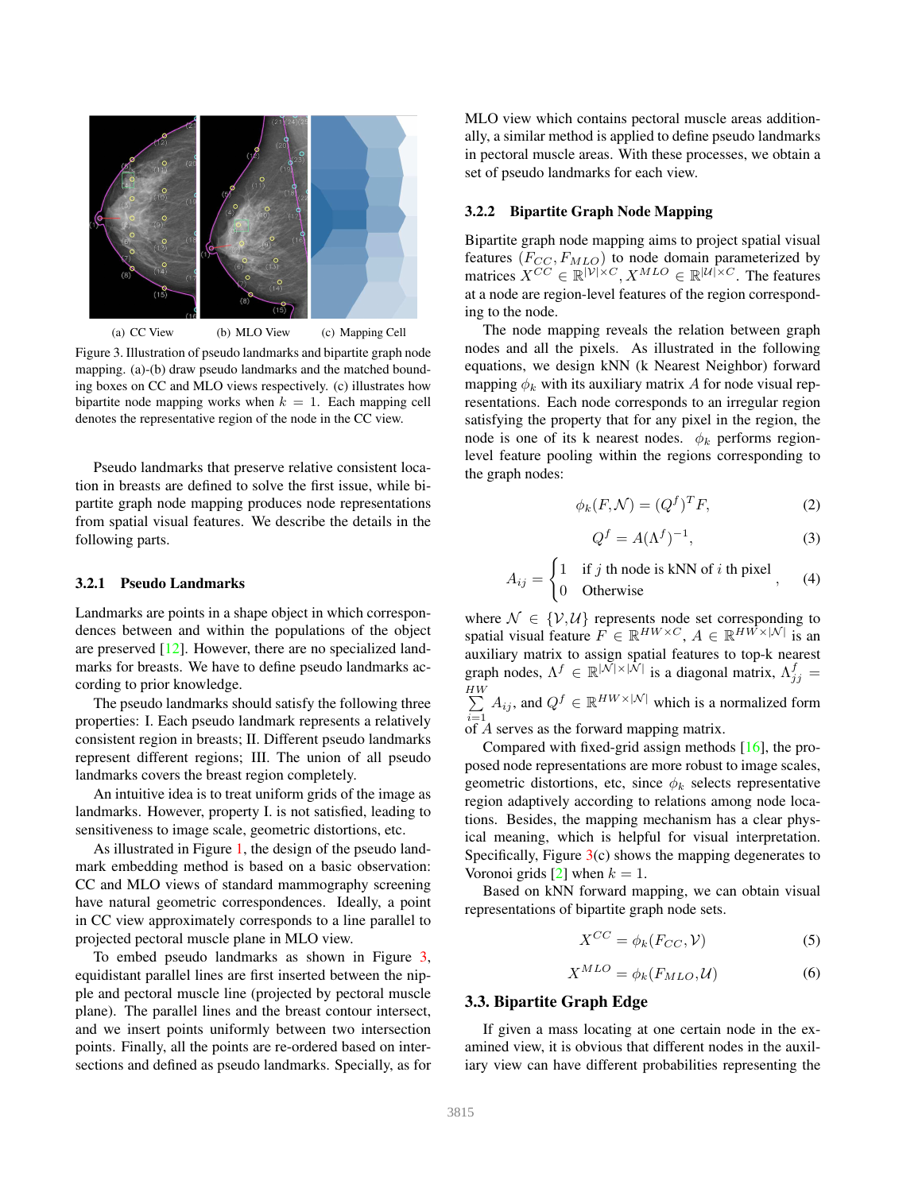(a) CC View (b) MLO View (c) Mapping Cell

Figure 3. Illustration of pseudo landmarks and bipartite graph node mapping. (a)-(b) draw pseudo landmarks and the matched bounding boxes on CC and MLO views respectively. (c) illustrates how bipartite node mapping works when $k = 1$. Each mapping cell denotes the representative region of the node in the CC view.

Pseudo landmarks that preserve relative consistent location in breasts are defined to solve the first issue, while bipartite graph node mapping produces node representations from spatial visual features. We describe the details in the following parts.

#### 3.2.1 Pseudo Landmarks

Landmarks are points in a shape object in which correspondences between and within the populations of the object are preserved [12]. However, there are no specialized landmarks for breasts. We have to define pseudo landmarks according to prior knowledge.

The pseudo landmarks should satisfy the following three properties: I. Each pseudo landmark represents a relatively consistent region in breasts; II. Different pseudo landmarks represent different regions; III. The union of all pseudo landmarks covers the breast region completely.

An intuitive idea is to treat uniform grids of the image as landmarks. However, property I. is not satisfied, leading to sensitiveness to image scale, geometric distortions, etc.

As illustrated in Figure 1, the design of the pseudo landmark embedding method is based on a basic observation: CC and MLO views of standard mammography screening have natural geometric correspondences. Ideally, a point in CC view approximately corresponds to a line parallel to projected pectoral muscle plane in MLO view.

To embed pseudo landmarks as shown in Figure 3, equidistant parallel lines are first inserted between the nipple and pectoral muscle line (projected by pectoral muscle plane). The parallel lines and the breast contour intersect, and we insert points uniformly between two intersection points. Finally, all the points are re-ordered based on intersections and defined as pseudo landmarks. Specially, as for MLO view which contains pectoral muscle areas additionally, a similar method is applied to define pseudo landmarks in pectoral muscle areas. With these processes, we obtain a set of pseudo landmarks for each view.

#### 3.2.2 Bipartite Graph Node Mapping

Bipartite graph node mapping aims to project spatial visual features $(F_{CC}, F_{MLO})$ to node domain parameterized by matrices $X^{CC} \in \mathbb{R}^{|\mathcal{V}| \times C}, X^{MLO} \in \mathbb{R}^{|\mathcal{U}| \times C}$. The features at a node are region-level features of the region corresponding to the node.

The node mapping reveals the relation between graph nodes and all the pixels. As illustrated in the following equations, we design kNN (k Nearest Neighbor) forward mapping $\phi_k$ with its auxiliary matrix $A$ for node visual representations. Each node corresponds to an irregular region satisfying the property that for any pixel in the region, the node is one of its k nearest nodes. $\phi_k$ performs region-level feature pooling within the regions corresponding to the graph nodes:

$$\phi_k(F, \mathcal{N}) = (Q^f)^T F, \tag{2}$$

$$Q^f = A(\Lambda^f)^{-1}, \tag{3}$$

$$A_{ij} = \begin{cases} 1 & \text{if } j \text{ th node is kNN of } i \text{ th pixel} \\ 0 & \text{Otherwise} \end{cases}, \tag{4}$$

where $\mathcal{N} \in \{\mathcal{V}, \mathcal{U}\}$ represents node set corresponding to spatial visual feature $F \in \mathbb{R}^{HW \times C}$, $A \in \mathbb{R}^{HW \times |\mathcal{N}|}$ is an auxiliary matrix to assign spatial features to top-k nearest graph nodes, $\Lambda^f \in \mathbb{R}^{|\mathcal{N}| \times |\mathcal{N}|}$ is a diagonal matrix, $\Lambda^f_{jj} = \sum_{i=1}^{HW} A_{ij}$, and $Q^f \in \mathbb{R}^{HW \times |\mathcal{N}|}$ which is a normalized form of $A$ serves as the forward mapping matrix.

Compared with fixed-grid assign methods [16], the proposed node representations are more robust to image scales, geometric distortions, etc, since $\phi_k$ selects representative region adaptively according to relations among node locations. Besides, the mapping mechanism has a clear physical meaning, which is helpful for visual interpretation. Specifically, Figure 3(c) shows the mapping degenerates to Voronoi grids [2] when $k = 1$.

Based on kNN forward mapping, we can obtain visual representations of bipartite graph node sets.

$$X^{CC} = \phi_k(F_{CC}, \mathcal{V}) \tag{5}$$

$$X^{MLO} = \phi_k(F_{MLO}, \mathcal{U}) \tag{6}$$

### 3.3. Bipartite Graph Edge

If given a mass locating at one certain node in the examined view, it is obvious that different nodes in the auxiliary view can have different probabilities representing the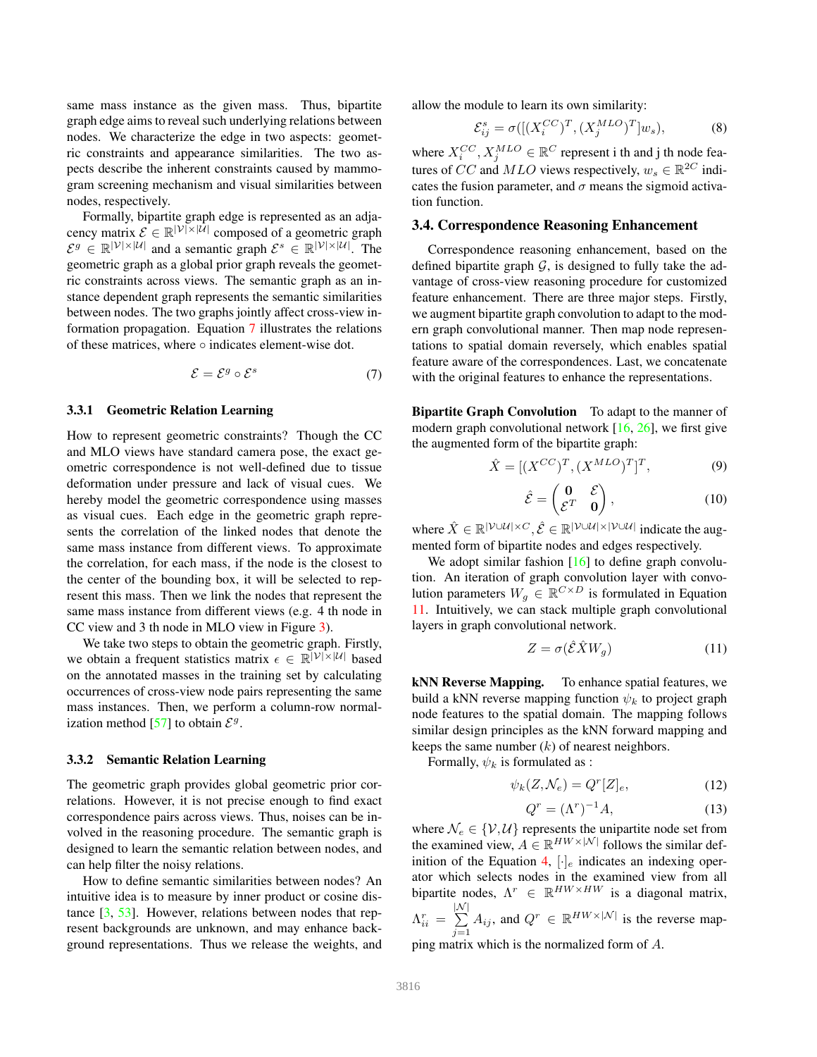same mass instance as the given mass. Thus, bipartite graph edge aims to reveal such underlying relations between nodes. We characterize the edge in two aspects: geometric constraints and appearance similarities. The two aspects describe the inherent constraints caused by mammogram screening mechanism and visual similarities between nodes, respectively.

Formally, bipartite graph edge is represented as an adjacency matrix $\mathcal{E} \in \mathbb{R}^{|\mathcal{V}|\times|\mathcal{U}|}$ composed of a geometric graph $\mathcal{E}^g \in \mathbb{R}^{|\mathcal{V}|\times|\mathcal{U}|}$ and a semantic graph $\mathcal{E}^s \in \mathbb{R}^{|\mathcal{V}|\times|\mathcal{U}|}$. The geometric graph as a global prior graph reveals the geometric constraints across views. The semantic graph as an instance dependent graph represents the semantic similarities between nodes. The two graphs jointly affect cross-view information propagation. Equation 7 illustrates the relations of these matrices, where $\circ$ indicates element-wise dot.

$$\mathcal{E} = \mathcal{E}^g \circ \mathcal{E}^s \tag{7}$$

### 3.3.1 Geometric Relation Learning

How to represent geometric constraints? Though the CC and MLO views have standard camera pose, the exact geometric correspondence is not well-defined due to tissue deformation under pressure and lack of visual cues. We hereby model the geometric correspondence using masses as visual cues. Each edge in the geometric graph represents the correlation of the linked nodes that denote the same mass instance from different views. To approximate the correlation, for each mass, if the node is the closest to the center of the bounding box, it will be selected to represent this mass. Then we link the nodes that represent the same mass instance from different views (e.g. 4 th node in CC view and 3 th node in MLO view in Figure 3).

We take two steps to obtain the geometric graph. Firstly, we obtain a frequent statistics matrix $\epsilon \in \mathbb{R}^{|\mathcal{V}|\times|\mathcal{U}|}$ based on the annotated masses in the training set by calculating occurrences of cross-view node pairs representing the same mass instances. Then, we perform a column-row normalization method [57] to obtain $\mathcal{E}^g$.

### 3.3.2 Semantic Relation Learning

The geometric graph provides global geometric prior correlations. However, it is not precise enough to find exact correspondence pairs across views. Thus, noises can be involved in the reasoning procedure. The semantic graph is designed to learn the semantic relation between nodes, and can help filter the noisy relations.

How to define semantic similarities between nodes? An intuitive idea is to measure by inner product or cosine distance [3, 53]. However, relations between nodes that represent backgrounds are unknown, and may enhance background representations. Thus we release the weights, and allow the module to learn its own similarity:

$$\mathcal{E}^s_{ij} = \sigma([(X^{CC}_i)^T, (X^{MLO}_j)^T]w_s), \tag{8}$$

where $X^{CC}_i, X^{MLO}_j \in \mathbb{R}^C$ represent i th and j th node features of $CC$ and $MLO$ views respectively, $w_s \in \mathbb{R}^{2C}$ indicates the fusion parameter, and $\sigma$ means the sigmoid activation function.

## 3.4. Correspondence Reasoning Enhancement

Correspondence reasoning enhancement, based on the defined bipartite graph $\mathcal{G}$, is designed to fully take the advantage of cross-view reasoning procedure for customized feature enhancement. There are three major steps. Firstly, we augment bipartite graph convolution to adapt to the modern graph convolutional manner. Then map node representations to spatial domain reversely, which enables spatial feature aware of the correspondences. Last, we concatenate with the original features to enhance the representations.

**Bipartite Graph Convolution** To adapt to the manner of modern graph convolutional network [16, 26], we first give the augmented form of the bipartite graph:

$$\hat{X} = [(X^{CC})^T, (X^{MLO})^T]^T, \tag{9}$$

$$\hat{\mathcal{E}} = \begin{pmatrix} \mathbf{0} & \mathcal{E} \\ \mathcal{E}^T & \mathbf{0} \end{pmatrix}, \tag{10}$$

where $\hat{X} \in \mathbb{R}^{|\mathcal{V}\cup\mathcal{U}|\times C}, \hat{\mathcal{E}} \in \mathbb{R}^{|\mathcal{V}\cup\mathcal{U}|\times|\mathcal{V}\cup\mathcal{U}|}$ indicate the augmented form of bipartite nodes and edges respectively.

We adopt similar fashion [16] to define graph convolution. An iteration of graph convolution layer with convolution parameters $W_g \in \mathbb{R}^{C\times D}$ is formulated in Equation 11. Intuitively, we can stack multiple graph convolutional layers in graph convolutional network.

$$Z = \sigma(\hat{\mathcal{E}}\hat{X}W_g) \tag{11}$$

**kNN Reverse Mapping.** To enhance spatial features, we build a kNN reverse mapping function $\psi_k$ to project graph node features to the spatial domain. The mapping follows similar design principles as the kNN forward mapping and keeps the same number ($k$) of nearest neighbors.

Formally, $\psi_k$ is formulated as :

$$\psi_k(Z, \mathcal{N}_e) = Q^r[Z]_e, \tag{12}$$

$$Q^r = (\Lambda^r)^{-1}A, \tag{13}$$

where $\mathcal{N}_e \in \{\mathcal{V}, \mathcal{U}\}$ represents the unipartite node set from the examined view, $A \in \mathbb{R}^{HW\times|\mathcal{N}|}$ follows the similar definition of the Equation 4, $[\cdot]_e$ indicates an indexing operator which selects nodes in the examined view from all bipartite nodes, $\Lambda^r \in \mathbb{R}^{HW\times HW}$ is a diagonal matrix, $\Lambda^r_{ii} = \sum_{j=1}^{|\mathcal{N}|} A_{ij}$, and $Q^r \in \mathbb{R}^{HW\times|\mathcal{N}|}$ is the reverse mapping matrix which is the normalized form of $A$.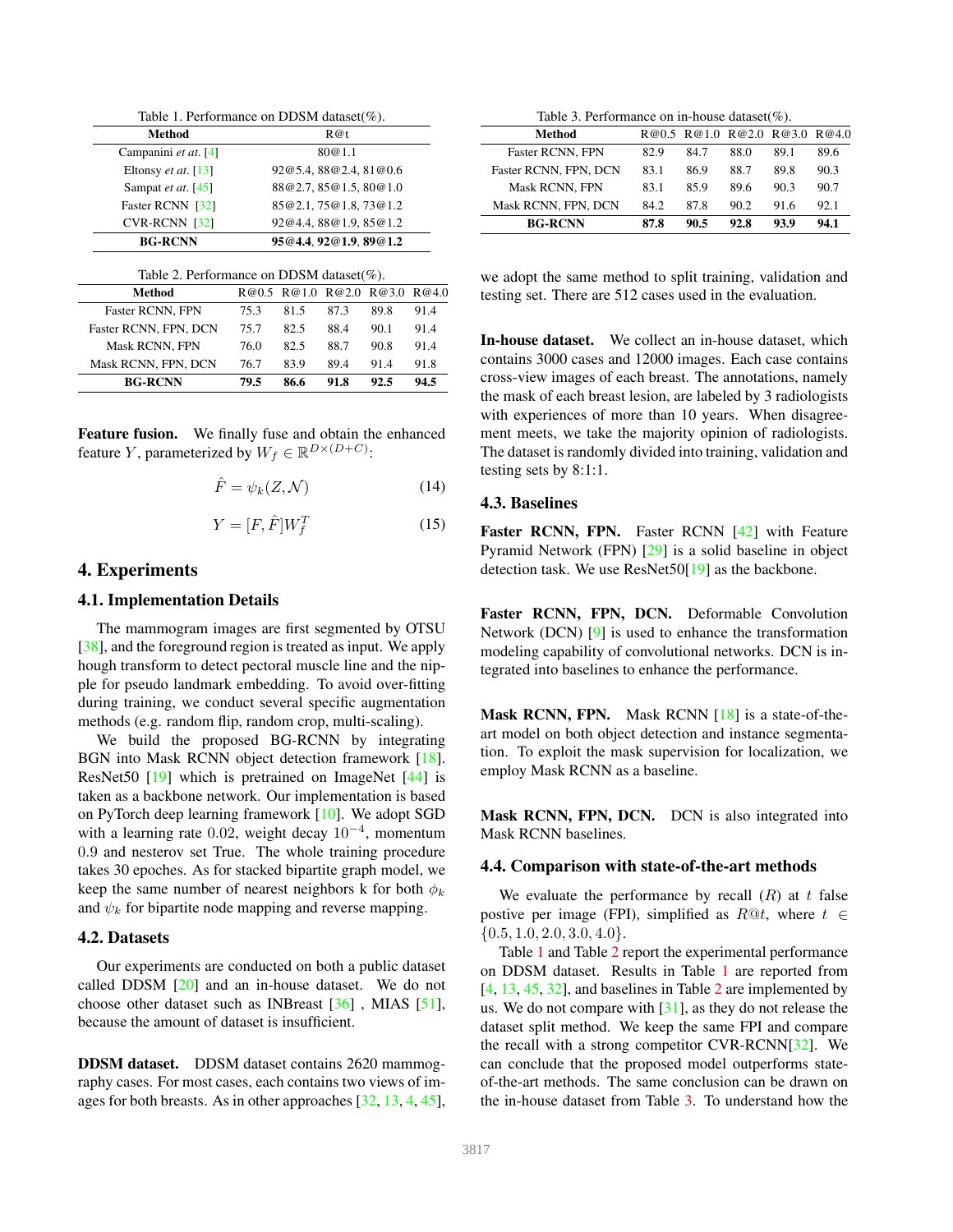Table 1. Performance on DDSM dataset(%).

| Method | R@t |
| --- | --- |
| Campanini *et at.* [4] | 80@1.1 |
| Eltonsy *et at.* [13] | 92@5.4, 88@2.4, 81@0.6 |
| Sampat *et at.* [45] | 88@2.7, 85@1.5, 80@1.0 |
| Faster RCNN [32] | 85@2.1, 75@1.8, 73@1.2 |
| CVR-RCNN [32] | 92@4.4, 88@1.9, 85@1.2 |
| **BG-RCNN** | **95@4.4, 92@1.9, 89@1.2** |

Table 2. Performance on DDSM dataset(%).

| Method | R@0.5 | R@1.0 | R@2.0 | R@3.0 | R@4.0 |
| --- | --- | --- | --- | --- | --- |
| Faster RCNN, FPN | 75.3 | 81.5 | 87.3 | 89.8 | 91.4 |
| Faster RCNN, FPN, DCN | 75.7 | 82.5 | 88.4 | 90.1 | 91.4 |
| Mask RCNN, FPN | 76.0 | 82.5 | 88.7 | 90.8 | 91.4 |
| Mask RCNN, FPN, DCN | 76.7 | 83.9 | 89.4 | 91.4 | 91.8 |
| **BG-RCNN** | **79.5** | **86.6** | **91.8** | **92.5** | **94.5** |

**Feature fusion.** We finally fuse and obtain the enhanced feature $Y$, parameterized by $W_f \in \mathbb{R}^{D \times (D+C)}$:

$$\hat{F} = \psi_k(Z, \mathcal{N}) \tag{14}$$

$$Y = [F, \hat{F}]W_f^T \tag{15}$$

# 4. Experiments

## 4.1. Implementation Details

The mammogram images are first segmented by OTSU [38], and the foreground region is treated as input. We apply hough transform to detect pectoral muscle line and the nipple for pseudo landmark embedding. To avoid over-fitting during training, we conduct several specific augmentation methods (e.g. random flip, random crop, multi-scaling).

We build the proposed BG-RCNN by integrating BGN into Mask RCNN object detection framework [18]. ResNet50 [19] which is pretrained on ImageNet [44] is taken as a backbone network. Our implementation is based on PyTorch deep learning framework [10]. We adopt SGD with a learning rate $0.02$, weight decay $10^{-4}$, momentum $0.9$ and nesterov set True. The whole training procedure takes 30 epoches. As for stacked bipartite graph model, we keep the same number of nearest neighbors k for both $\phi_k$ and $\psi_k$ for bipartite node mapping and reverse mapping.

## 4.2. Datasets

Our experiments are conducted on both a public dataset called DDSM [20] and an in-house dataset. We do not choose other dataset such as INBreast [36] , MIAS [51], because the amount of dataset is insufficient.

**DDSM dataset.** DDSM dataset contains 2620 mammography cases. For most cases, each contains two views of images for both breasts. As in other approaches [32, 13, 4, 45], we adopt the same method to split training, validation and testing set. There are 512 cases used in the evaluation.

Table 3. Performance on in-house dataset(%).

| Method | R@0.5 | R@1.0 | R@2.0 | R@3.0 | R@4.0 |
| --- | --- | --- | --- | --- | --- |
| Faster RCNN, FPN | 82.9 | 84.7 | 88.0 | 89.1 | 89.6 |
| Faster RCNN, FPN, DCN | 83.1 | 86.9 | 88.7 | 89.8 | 90.3 |
| Mask RCNN, FPN | 83.1 | 85.9 | 89.6 | 90.3 | 90.7 |
| Mask RCNN, FPN, DCN | 84.2 | 87.8 | 90.2 | 91.6 | 92.1 |
| **BG-RCNN** | **87.8** | **90.5** | **92.8** | **93.9** | **94.1** |

**In-house dataset.** We collect an in-house dataset, which contains 3000 cases and 12000 images. Each case contains cross-view images of each breast. The annotations, namely the mask of each breast lesion, are labeled by 3 radiologists with experiences of more than 10 years. When disagreement meets, we take the majority opinion of radiologists. The dataset is randomly divided into training, validation and testing sets by 8:1:1.

## 4.3. Baselines

**Faster RCNN, FPN.** Faster RCNN [42] with Feature Pyramid Network (FPN) [29] is a solid baseline in object detection task. We use ResNet50[19] as the backbone.

**Faster RCNN, FPN, DCN.** Deformable Convolution Network (DCN) [9] is used to enhance the transformation modeling capability of convolutional networks. DCN is integrated into baselines to enhance the performance.

**Mask RCNN, FPN.** Mask RCNN [18] is a state-of-the-art model on both object detection and instance segmentation. To exploit the mask supervision for localization, we employ Mask RCNN as a baseline.

**Mask RCNN, FPN, DCN.** DCN is also integrated into Mask RCNN baselines.

## 4.4. Comparison with state-of-the-art methods

We evaluate the performance by recall ($R$) at $t$ false postive per image (FPI), simplified as $R@t$, where $t \in \{0.5, 1.0, 2.0, 3.0, 4.0\}$.

Table 1 and Table 2 report the experimental performance on DDSM dataset. Results in Table 1 are reported from [4, 13, 45, 32], and baselines in Table 2 are implemented by us. We do not compare with [31], as they do not release the dataset split method. We keep the same FPI and compare the recall with a strong competitor CVR-RCNN[32]. We can conclude that the proposed model outperforms state-of-the-art methods. The same conclusion can be drawn on the in-house dataset from Table 3. To understand how the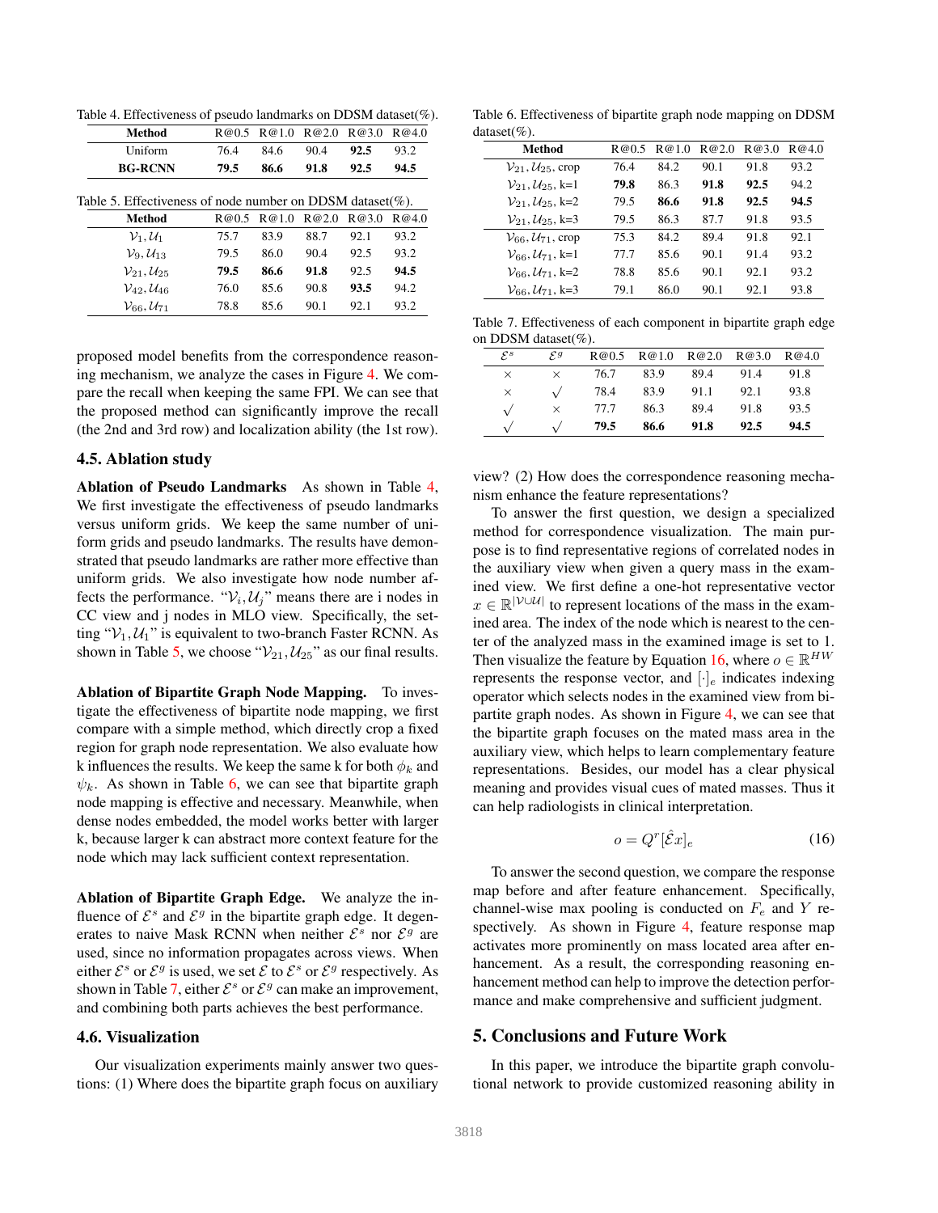Table 4. Effectiveness of pseudo landmarks on DDSM dataset(%).

| Method | R@0.5 | R@1.0 | R@2.0 | R@3.0 | R@4.0 |
|---|---|---|---|---|---|
| Uniform | 76.4 | 84.6 | 90.4 | **92.5** | 93.2 |
| **BG-RCNN** | **79.5** | **86.6** | **91.8** | **92.5** | **94.5** |

Table 5. Effectiveness of node number on DDSM dataset(%).

| Method | R@0.5 | R@1.0 | R@2.0 | R@3.0 | R@4.0 |
|---|---|---|---|---|---|
| $\mathcal{V}_1, \mathcal{U}_1$ | 75.7 | 83.9 | 88.7 | 92.1 | 93.2 |
| $\mathcal{V}_9, \mathcal{U}_{13}$ | 79.5 | 86.0 | 90.4 | 92.5 | 93.2 |
| $\mathcal{V}_{21}, \mathcal{U}_{25}$ | **79.5** | **86.6** | **91.8** | 92.5 | **94.5** |
| $\mathcal{V}_{42}, \mathcal{U}_{46}$ | 76.0 | 85.6 | 90.8 | **93.5** | 94.2 |
| $\mathcal{V}_{66}, \mathcal{U}_{71}$ | 78.8 | 85.6 | 90.1 | 92.1 | 93.2 |

proposed model benefits from the correspondence reasoning mechanism, we analyze the cases in Figure 4. We compare the recall when keeping the same FPI. We can see that the proposed method can significantly improve the recall (the 2nd and 3rd row) and localization ability (the 1st row).

## 4.5. Ablation study

**Ablation of Pseudo Landmarks** As shown in Table 4, We first investigate the effectiveness of pseudo landmarks versus uniform grids. We keep the same number of uniform grids and pseudo landmarks. The results have demonstrated that pseudo landmarks are rather more effective than uniform grids. We also investigate how node number affects the performance. "$\mathcal{V}_i, \mathcal{U}_j$" means there are i nodes in CC view and j nodes in MLO view. Specifically, the setting "$\mathcal{V}_1, \mathcal{U}_1$" is equivalent to two-branch Faster RCNN. As shown in Table 5, we choose "$\mathcal{V}_{21}, \mathcal{U}_{25}$" as our final results.

**Ablation of Bipartite Graph Node Mapping.** To investigate the effectiveness of bipartite node mapping, we first compare with a simple method, which directly crop a fixed region for graph node representation. We also evaluate how k influences the results. We keep the same k for both $\phi_k$ and $\psi_k$. As shown in Table 6, we can see that bipartite graph node mapping is effective and necessary. Meanwhile, when dense nodes embedded, the model works better with larger k, because larger k can abstract more context feature for the node which may lack sufficient context representation.

**Ablation of Bipartite Graph Edge.** We analyze the influence of $\mathcal{E}^s$ and $\mathcal{E}^g$ in the bipartite graph edge. It degenerates to naive Mask RCNN when neither $\mathcal{E}^s$ nor $\mathcal{E}^g$ are used, since no information propagates across views. When either $\mathcal{E}^s$ or $\mathcal{E}^g$ is used, we set $\mathcal{E}$ to $\mathcal{E}^s$ or $\mathcal{E}^g$ respectively. As shown in Table 7, either $\mathcal{E}^s$ or $\mathcal{E}^g$ can make an improvement, and combining both parts achieves the best performance.

## 4.6. Visualization

Our visualization experiments mainly answer two questions: (1) Where does the bipartite graph focus on auxiliary view? (2) How does the correspondence reasoning mechanism enhance the feature representations?

Table 6. Effectiveness of bipartite graph node mapping on DDSM dataset(%).

| Method | R@0.5 | R@1.0 | R@2.0 | R@3.0 | R@4.0 |
|---|---|---|---|---|---|
| $\mathcal{V}_{21}, \mathcal{U}_{25}$, crop | 76.4 | 84.2 | 90.1 | 91.8 | 93.2 |
| $\mathcal{V}_{21}, \mathcal{U}_{25}$, k=1 | **79.8** | 86.3 | **91.8** | **92.5** | 94.2 |
| $\mathcal{V}_{21}, \mathcal{U}_{25}$, k=2 | 79.5 | **86.6** | **91.8** | **92.5** | **94.5** |
| $\mathcal{V}_{21}, \mathcal{U}_{25}$, k=3 | 79.5 | 86.3 | 87.7 | 91.8 | 93.5 |
| $\mathcal{V}_{66}, \mathcal{U}_{71}$, crop | 75.3 | 84.2 | 89.4 | 91.8 | 92.1 |
| $\mathcal{V}_{66}, \mathcal{U}_{71}$, k=1 | 77.7 | 85.6 | 90.1 | 91.4 | 93.2 |
| $\mathcal{V}_{66}, \mathcal{U}_{71}$, k=2 | 78.8 | 85.6 | 90.1 | 92.1 | 93.2 |
| $\mathcal{V}_{66}, \mathcal{U}_{71}$, k=3 | 79.1 | 86.0 | 90.1 | 92.1 | 93.8 |

Table 7. Effectiveness of each component in bipartite graph edge on DDSM dataset(%).

| $\mathcal{E}^s$ | $\mathcal{E}^g$ | R@0.5 | R@1.0 | R@2.0 | R@3.0 | R@4.0 |
|---|---|---|---|---|---|---|
| × | × | 76.7 | 83.9 | 89.4 | 91.4 | 91.8 |
| × | √ | 78.4 | 83.9 | 91.1 | 92.1 | 93.8 |
| √ | × | 77.7 | 86.3 | 89.4 | 91.8 | 93.5 |
| √ | √ | **79.5** | **86.6** | **91.8** | **92.5** | **94.5** |

To answer the first question, we design a specialized method for correspondence visualization. The main purpose is to find representative regions of correlated nodes in the auxiliary view when given a query mass in the examined view. We first define a one-hot representative vector $x \in \mathbb{R}^{|\mathcal{V} \cup \mathcal{U}|}$ to represent locations of the mass in the examined area. The index of the node which is nearest to the center of the analyzed mass in the examined image is set to 1. Then visualize the feature by Equation 16, where $o \in \mathbb{R}^{HW}$ represents the response vector, and $[\cdot]_e$ indicates indexing operator which selects nodes in the examined view from bipartite graph nodes. As shown in Figure 4, we can see that the bipartite graph focuses on the mated mass area in the auxiliary view, which helps to learn complementary feature representations. Besides, our model has a clear physical meaning and provides visual cues of mated masses. Thus it can help radiologists in clinical interpretation.

$$o = Q^r[\hat{\mathcal{E}}x]_e \tag{16}$$

To answer the second question, we compare the response map before and after feature enhancement. Specifically, channel-wise max pooling is conducted on $F_e$ and $Y$ respectively. As shown in Figure 4, feature response map activates more prominently on mass located area after enhancement. As a result, the corresponding reasoning enhancement method can help to improve the detection performance and make comprehensive and sufficient judgment.

# 5. Conclusions and Future Work

In this paper, we introduce the bipartite graph convolutional network to provide customized reasoning ability in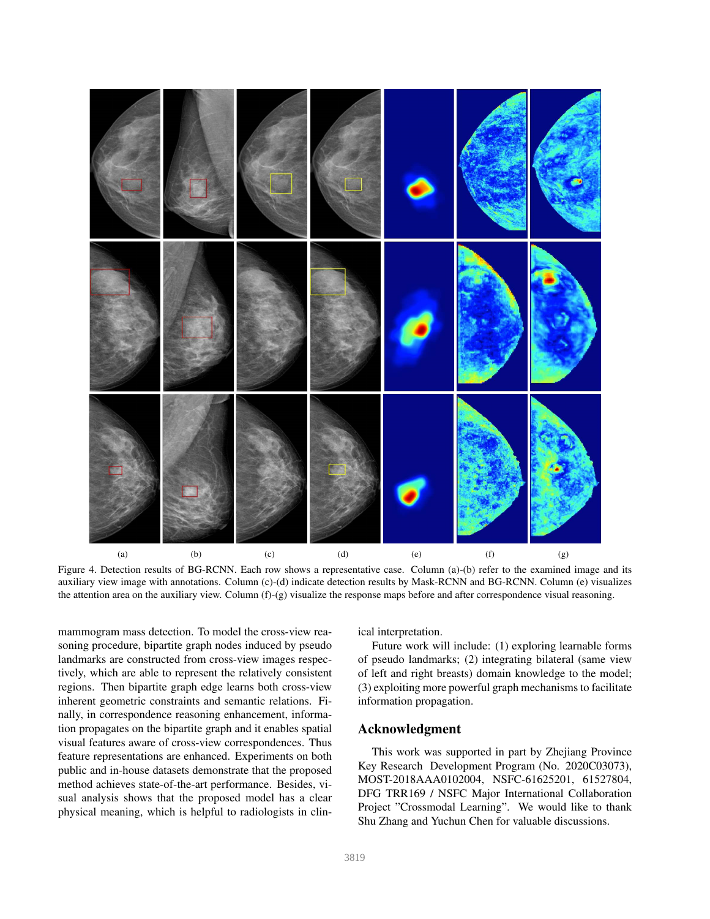(a) (b) (c) (d) (e) (f) (g)

Figure 4. Detection results of BG-RCNN. Each row shows a representative case. Column (a)-(b) refer to the examined image and its auxiliary view image with annotations. Column (c)-(d) indicate detection results by Mask-RCNN and BG-RCNN. Column (e) visualizes the attention area on the auxiliary view. Column (f)-(g) visualize the response maps before and after correspondence visual reasoning.

mammogram mass detection. To model the cross-view reasoning procedure, bipartite graph nodes induced by pseudo landmarks are constructed from cross-view images respectively, which are able to represent the relatively consistent regions. Then bipartite graph edge learns both cross-view inherent geometric constraints and semantic relations. Finally, in correspondence reasoning enhancement, information propagates on the bipartite graph and it enables spatial visual features aware of cross-view correspondences. Thus feature representations are enhanced. Experiments on both public and in-house datasets demonstrate that the proposed method achieves state-of-the-art performance. Besides, visual analysis shows that the proposed model has a clear physical meaning, which is helpful to radiologists in clinical interpretation.

Future work will include: (1) exploring learnable forms of pseudo landmarks; (2) integrating bilateral (same view of left and right breasts) domain knowledge to the model; (3) exploiting more powerful graph mechanisms to facilitate information propagation.

## Acknowledgment

This work was supported in part by Zhejiang Province Key Research Development Program (No. 2020C03073), MOST-2018AAA0102004, NSFC-61625201, 61527804, DFG TRR169 / NSFC Major International Collaboration Project "Crossmodal Learning". We would like to thank Shu Zhang and Yuchun Chen for valuable discussions.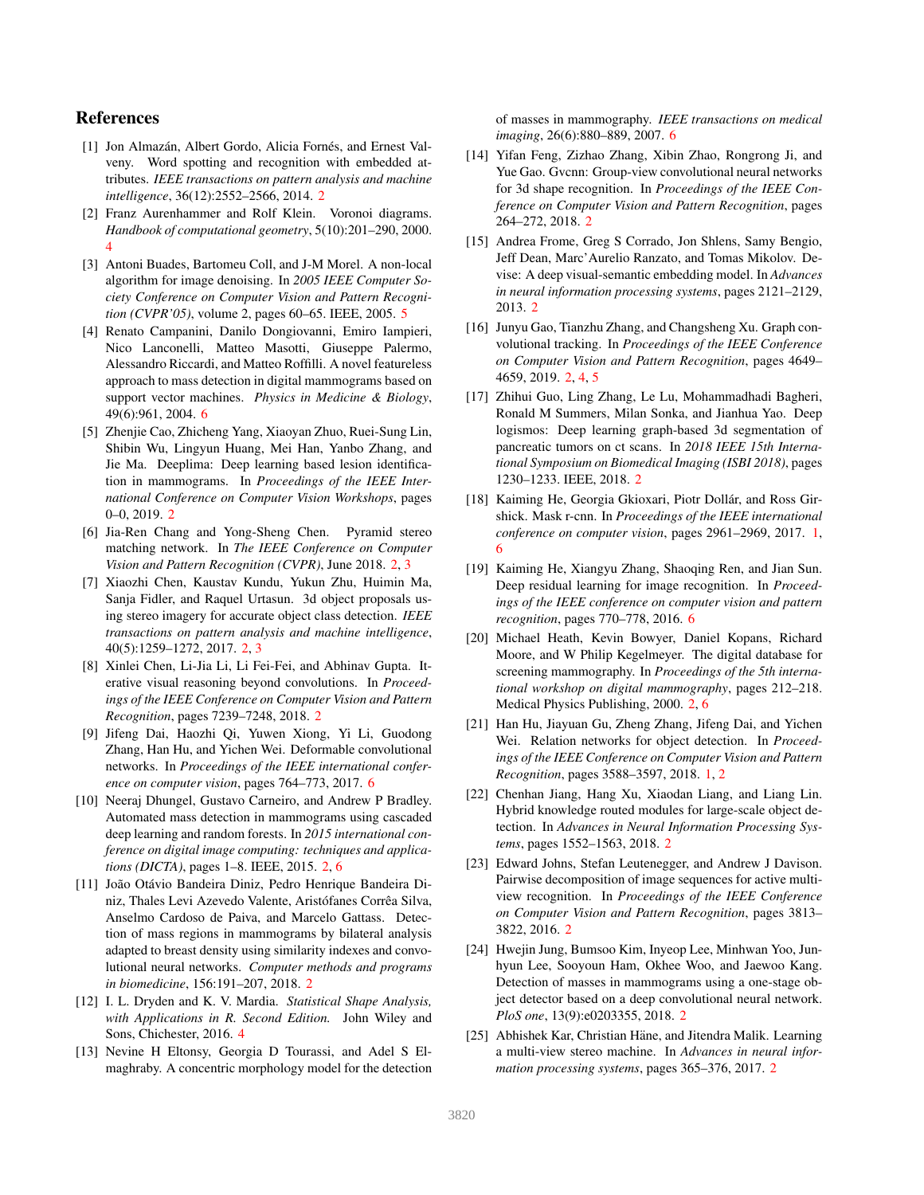## References

[1] Jon Almazán, Albert Gordo, Alicia Fornés, and Ernest Valveny. Word spotting and recognition with embedded attributes. *IEEE transactions on pattern analysis and machine intelligence*, 36(12):2552–2566, 2014. 2

[2] Franz Aurenhammer and Rolf Klein. Voronoi diagrams. *Handbook of computational geometry*, 5(10):201–290, 2000. 4

[3] Antoni Buades, Bartomeu Coll, and J-M Morel. A non-local algorithm for image denoising. In *2005 IEEE Computer Society Conference on Computer Vision and Pattern Recognition (CVPR'05)*, volume 2, pages 60–65. IEEE, 2005. 5

[4] Renato Campanini, Danilo Dongiovanni, Emiro Iampieri, Nico Lanconelli, Matteo Masotti, Giuseppe Palermo, Alessandro Riccardi, and Matteo Roffilli. A novel featureless approach to mass detection in digital mammograms based on support vector machines. *Physics in Medicine & Biology*, 49(6):961, 2004. 6

[5] Zhenjie Cao, Zhicheng Yang, Xiaoyan Zhuo, Ruei-Sung Lin, Shibin Wu, Lingyun Huang, Mei Han, Yanbo Zhang, and Jie Ma. Deeplima: Deep learning based lesion identification in mammograms. In *Proceedings of the IEEE International Conference on Computer Vision Workshops*, pages 0–0, 2019. 2

[6] Jia-Ren Chang and Yong-Sheng Chen. Pyramid stereo matching network. In *The IEEE Conference on Computer Vision and Pattern Recognition (CVPR)*, June 2018. 2, 3

[7] Xiaozhi Chen, Kaustav Kundu, Yukun Zhu, Huimin Ma, Sanja Fidler, and Raquel Urtasun. 3d object proposals using stereo imagery for accurate object class detection. *IEEE transactions on pattern analysis and machine intelligence*, 40(5):1259–1272, 2017. 2, 3

[8] Xinlei Chen, Li-Jia Li, Li Fei-Fei, and Abhinav Gupta. Iterative visual reasoning beyond convolutions. In *Proceedings of the IEEE Conference on Computer Vision and Pattern Recognition*, pages 7239–7248, 2018. 2

[9] Jifeng Dai, Haozhi Qi, Yuwen Xiong, Yi Li, Guodong Zhang, Han Hu, and Yichen Wei. Deformable convolutional networks. In *Proceedings of the IEEE international conference on computer vision*, pages 764–773, 2017. 6

[10] Neeraj Dhungel, Gustavo Carneiro, and Andrew P Bradley. Automated mass detection in mammograms using cascaded deep learning and random forests. In *2015 international conference on digital image computing: techniques and applications (DICTA)*, pages 1–8. IEEE, 2015. 2, 6

[11] João Otávio Bandeira Diniz, Pedro Henrique Bandeira Diniz, Thales Levi Azevedo Valente, Aristófanes Corrêa Silva, Anselmo Cardoso de Paiva, and Marcelo Gattass. Detection of mass regions in mammograms by bilateral analysis adapted to breast density using similarity indexes and convolutional neural networks. *Computer methods and programs in biomedicine*, 156:191–207, 2018. 2

[12] I. L. Dryden and K. V. Mardia. *Statistical Shape Analysis, with Applications in R. Second Edition.* John Wiley and Sons, Chichester, 2016. 4

[13] Nevine H Eltonsy, Georgia D Tourassi, and Adel S Elmaghraby. A concentric morphology model for the detection of masses in mammography. *IEEE transactions on medical imaging*, 26(6):880–889, 2007. 6

[14] Yifan Feng, Zizhao Zhang, Xibin Zhao, Rongrong Ji, and Yue Gao. Gvcnn: Group-view convolutional neural networks for 3d shape recognition. In *Proceedings of the IEEE Conference on Computer Vision and Pattern Recognition*, pages 264–272, 2018. 2

[15] Andrea Frome, Greg S Corrado, Jon Shlens, Samy Bengio, Jeff Dean, Marc'Aurelio Ranzato, and Tomas Mikolov. Devise: A deep visual-semantic embedding model. In *Advances in neural information processing systems*, pages 2121–2129, 2013. 2

[16] Junyu Gao, Tianzhu Zhang, and Changsheng Xu. Graph convolutional tracking. In *Proceedings of the IEEE Conference on Computer Vision and Pattern Recognition*, pages 4649–4659, 2019. 2, 4, 5

[17] Zhihui Guo, Ling Zhang, Le Lu, Mohammadhadi Bagheri, Ronald M Summers, Milan Sonka, and Jianhua Yao. Deep logismos: Deep learning graph-based 3d segmentation of pancreatic tumors on ct scans. In *2018 IEEE 15th International Symposium on Biomedical Imaging (ISBI 2018)*, pages 1230–1233. IEEE, 2018. 2

[18] Kaiming He, Georgia Gkioxari, Piotr Dollár, and Ross Girshick. Mask r-cnn. In *Proceedings of the IEEE international conference on computer vision*, pages 2961–2969, 2017. 1, 6

[19] Kaiming He, Xiangyu Zhang, Shaoqing Ren, and Jian Sun. Deep residual learning for image recognition. In *Proceedings of the IEEE conference on computer vision and pattern recognition*, pages 770–778, 2016. 6

[20] Michael Heath, Kevin Bowyer, Daniel Kopans, Richard Moore, and W Philip Kegelmeyer. The digital database for screening mammography. In *Proceedings of the 5th international workshop on digital mammography*, pages 212–218. Medical Physics Publishing, 2000. 2, 6

[21] Han Hu, Jiayuan Gu, Zheng Zhang, Jifeng Dai, and Yichen Wei. Relation networks for object detection. In *Proceedings of the IEEE Conference on Computer Vision and Pattern Recognition*, pages 3588–3597, 2018. 1, 2

[22] Chenhan Jiang, Hang Xu, Xiaodan Liang, and Liang Lin. Hybrid knowledge routed modules for large-scale object detection. In *Advances in Neural Information Processing Systems*, pages 1552–1563, 2018. 2

[23] Edward Johns, Stefan Leutenegger, and Andrew J Davison. Pairwise decomposition of image sequences for active multi-view recognition. In *Proceedings of the IEEE Conference on Computer Vision and Pattern Recognition*, pages 3813–3822, 2016. 2

[24] Hwejin Jung, Bumsoo Kim, Inyeop Lee, Minhwan Yoo, Junhyun Lee, Sooyoun Ham, Okhee Woo, and Jaewoo Kang. Detection of masses in mammograms using a one-stage object detector based on a deep convolutional neural network. *PloS one*, 13(9):e0203355, 2018. 2

[25] Abhishek Kar, Christian Häne, and Jitendra Malik. Learning a multi-view stereo machine. In *Advances in neural information processing systems*, pages 365–376, 2017. 2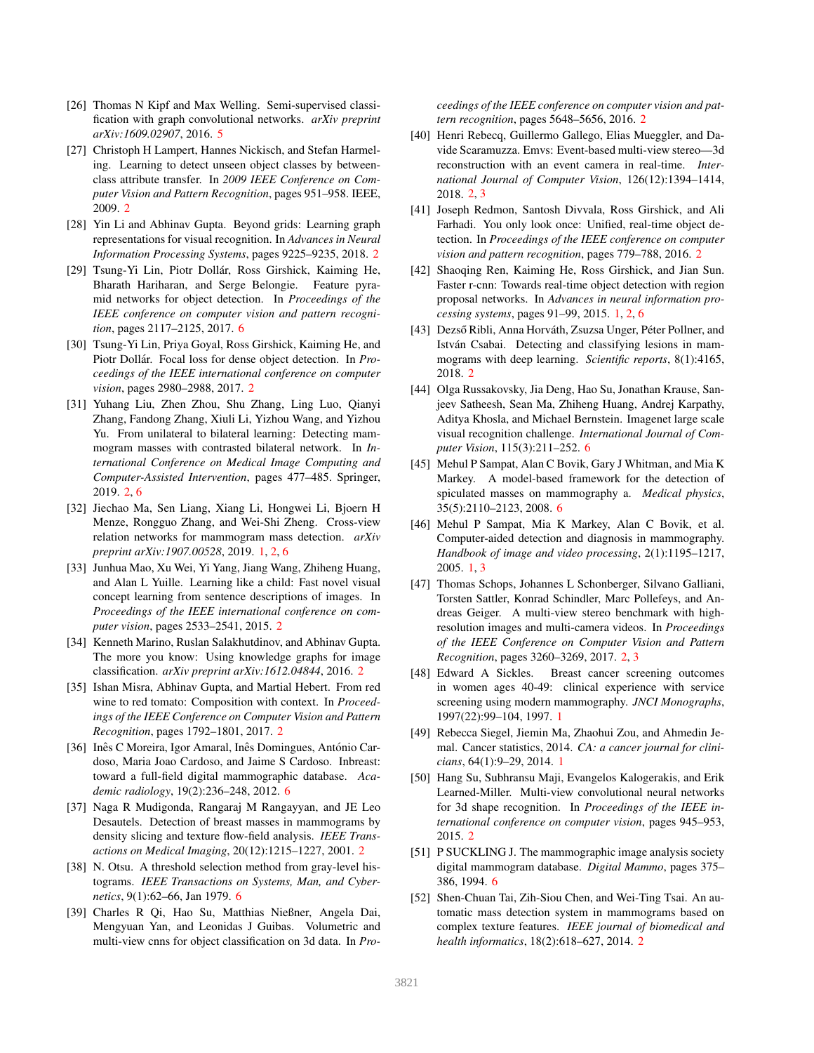[26] Thomas N Kipf and Max Welling. Semi-supervised classification with graph convolutional networks. *arXiv preprint arXiv:1609.02907*, 2016. 5

[27] Christoph H Lampert, Hannes Nickisch, and Stefan Harmeling. Learning to detect unseen object classes by between-class attribute transfer. In *2009 IEEE Conference on Computer Vision and Pattern Recognition*, pages 951–958. IEEE, 2009. 2

[28] Yin Li and Abhinav Gupta. Beyond grids: Learning graph representations for visual recognition. In *Advances in Neural Information Processing Systems*, pages 9225–9235, 2018. 2

[29] Tsung-Yi Lin, Piotr Dollár, Ross Girshick, Kaiming He, Bharath Hariharan, and Serge Belongie. Feature pyramid networks for object detection. In *Proceedings of the IEEE conference on computer vision and pattern recognition*, pages 2117–2125, 2017. 6

[30] Tsung-Yi Lin, Priya Goyal, Ross Girshick, Kaiming He, and Piotr Dollár. Focal loss for dense object detection. In *Proceedings of the IEEE international conference on computer vision*, pages 2980–2988, 2017. 2

[31] Yuhang Liu, Zhen Zhou, Shu Zhang, Ling Luo, Qianyi Zhang, Fandong Zhang, Xiuli Li, Yizhou Wang, and Yizhou Yu. From unilateral to bilateral learning: Detecting mammogram masses with contrasted bilateral network. In *International Conference on Medical Image Computing and Computer-Assisted Intervention*, pages 477–485. Springer, 2019. 2, 6

[32] Jiechao Ma, Sen Liang, Xiang Li, Hongwei Li, Bjoern H Menze, Rongguo Zhang, and Wei-Shi Zheng. Cross-view relation networks for mammogram mass detection. *arXiv preprint arXiv:1907.00528*, 2019. 1, 2, 6

[33] Junhua Mao, Xu Wei, Yi Yang, Jiang Wang, Zhiheng Huang, and Alan L Yuille. Learning like a child: Fast novel visual concept learning from sentence descriptions of images. In *Proceedings of the IEEE international conference on computer vision*, pages 2533–2541, 2015. 2

[34] Kenneth Marino, Ruslan Salakhutdinov, and Abhinav Gupta. The more you know: Using knowledge graphs for image classification. *arXiv preprint arXiv:1612.04844*, 2016. 2

[35] Ishan Misra, Abhinav Gupta, and Martial Hebert. From red wine to red tomato: Composition with context. In *Proceedings of the IEEE Conference on Computer Vision and Pattern Recognition*, pages 1792–1801, 2017. 2

[36] Inês C Moreira, Igor Amaral, Inês Domingues, António Cardoso, Maria Joao Cardoso, and Jaime S Cardoso. Inbreast: toward a full-field digital mammographic database. *Academic radiology*, 19(2):236–248, 2012. 6

[37] Naga R Mudigonda, Rangaraj M Rangayyan, and JE Leo Desautels. Detection of breast masses in mammograms by density slicing and texture flow-field analysis. *IEEE Transactions on Medical Imaging*, 20(12):1215–1227, 2001. 2

[38] N. Otsu. A threshold selection method from gray-level histograms. *IEEE Transactions on Systems, Man, and Cybernetics*, 9(1):62–66, Jan 1979. 6

[39] Charles R Qi, Hao Su, Matthias Nießner, Angela Dai, Mengyuan Yan, and Leonidas J Guibas. Volumetric and multi-view cnns for object classification on 3d data. In *Proceedings of the IEEE conference on computer vision and pattern recognition*, pages 5648–5656, 2016. 2

[40] Henri Rebecq, Guillermo Gallego, Elias Mueggler, and Davide Scaramuzza. Emvs: Event-based multi-view stereo—3d reconstruction with an event camera in real-time. *International Journal of Computer Vision*, 126(12):1394–1414, 2018. 2, 3

[41] Joseph Redmon, Santosh Divvala, Ross Girshick, and Ali Farhadi. You only look once: Unified, real-time object detection. In *Proceedings of the IEEE conference on computer vision and pattern recognition*, pages 779–788, 2016. 2

[42] Shaoqing Ren, Kaiming He, Ross Girshick, and Jian Sun. Faster r-cnn: Towards real-time object detection with region proposal networks. In *Advances in neural information processing systems*, pages 91–99, 2015. 1, 2, 6

[43] Dezső Ribli, Anna Horváth, Zsuzsa Unger, Péter Pollner, and István Csabai. Detecting and classifying lesions in mammograms with deep learning. *Scientific reports*, 8(1):4165, 2018. 2

[44] Olga Russakovsky, Jia Deng, Hao Su, Jonathan Krause, Sanjeev Satheesh, Sean Ma, Zhiheng Huang, Andrej Karpathy, Aditya Khosla, and Michael Bernstein. Imagenet large scale visual recognition challenge. *International Journal of Computer Vision*, 115(3):211–252. 6

[45] Mehul P Sampat, Alan C Bovik, Gary J Whitman, and Mia K Markey. A model-based framework for the detection of spiculated masses on mammography a. *Medical physics*, 35(5):2110–2123, 2008. 6

[46] Mehul P Sampat, Mia K Markey, Alan C Bovik, et al. Computer-aided detection and diagnosis in mammography. *Handbook of image and video processing*, 2(1):1195–1217, 2005. 1, 3

[47] Thomas Schops, Johannes L Schonberger, Silvano Galliani, Torsten Sattler, Konrad Schindler, Marc Pollefeys, and Andreas Geiger. A multi-view stereo benchmark with high-resolution images and multi-camera videos. In *Proceedings of the IEEE Conference on Computer Vision and Pattern Recognition*, pages 3260–3269, 2017. 2, 3

[48] Edward A Sickles. Breast cancer screening outcomes in women ages 40-49: clinical experience with service screening using modern mammography. *JNCI Monographs*, 1997(22):99–104, 1997. 1

[49] Rebecca Siegel, Jiemin Ma, Zhaohui Zou, and Ahmedin Jemal. Cancer statistics, 2014. *CA: a cancer journal for clinicians*, 64(1):9–29, 2014. 1

[50] Hang Su, Subhransu Maji, Evangelos Kalogerakis, and Erik Learned-Miller. Multi-view convolutional neural networks for 3d shape recognition. In *Proceedings of the IEEE international conference on computer vision*, pages 945–953, 2015. 2

[51] P SUCKLING J. The mammographic image analysis society digital mammogram database. *Digital Mammo*, pages 375–386, 1994. 6

[52] Shen-Chuan Tai, Zih-Siou Chen, and Wei-Ting Tsai. An automatic mass detection system in mammograms based on complex texture features. *IEEE journal of biomedical and health informatics*, 18(2):618–627, 2014. 2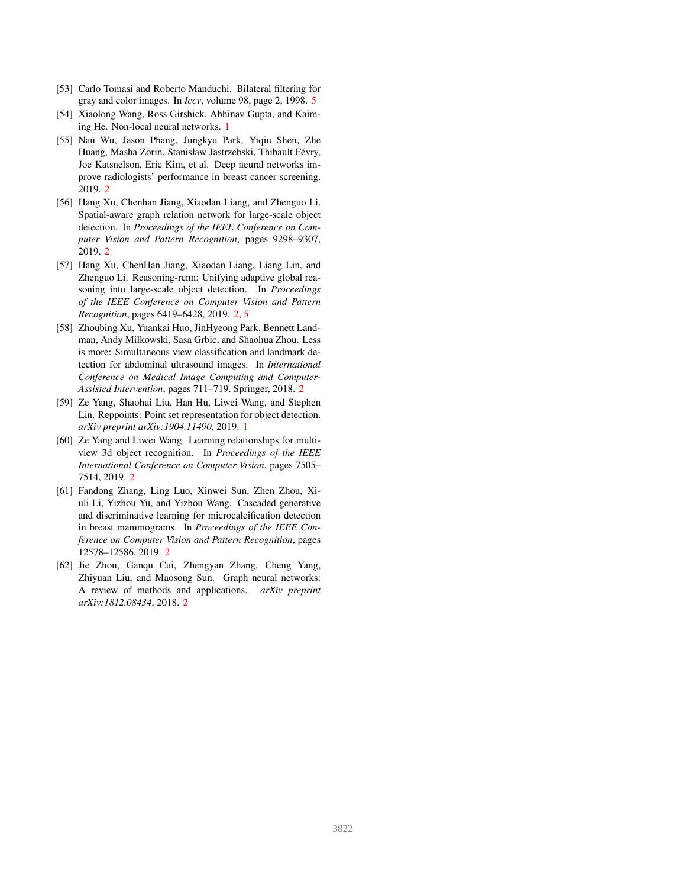[53] Carlo Tomasi and Roberto Manduchi. Bilateral filtering for gray and color images. In *Iccv*, volume 98, page 2, 1998. 5

[54] Xiaolong Wang, Ross Girshick, Abhinav Gupta, and Kaiming He. Non-local neural networks. 1

[55] Nan Wu, Jason Phang, Jungkyu Park, Yiqiu Shen, Zhe Huang, Masha Zorin, Stanisław Jastrzebski, Thibault Févry, Joe Katsnelson, Eric Kim, et al. Deep neural networks improve radiologists' performance in breast cancer screening. 2019. 2

[56] Hang Xu, Chenhan Jiang, Xiaodan Liang, and Zhenguo Li. Spatial-aware graph relation network for large-scale object detection. In *Proceedings of the IEEE Conference on Computer Vision and Pattern Recognition*, pages 9298–9307, 2019. 2

[57] Hang Xu, ChenHan Jiang, Xiaodan Liang, Liang Lin, and Zhenguo Li. Reasoning-rcnn: Unifying adaptive global reasoning into large-scale object detection. In *Proceedings of the IEEE Conference on Computer Vision and Pattern Recognition*, pages 6419–6428, 2019. 2, 5

[58] Zhoubing Xu, Yuankai Huo, JinHyeong Park, Bennett Landman, Andy Milkowski, Sasa Grbic, and Shaohua Zhou. Less is more: Simultaneous view classification and landmark detection for abdominal ultrasound images. In *International Conference on Medical Image Computing and Computer-Assisted Intervention*, pages 711–719. Springer, 2018. 2

[59] Ze Yang, Shaohui Liu, Han Hu, Liwei Wang, and Stephen Lin. Reppoints: Point set representation for object detection. *arXiv preprint arXiv:1904.11490*, 2019. 1

[60] Ze Yang and Liwei Wang. Learning relationships for multi-view 3d object recognition. In *Proceedings of the IEEE International Conference on Computer Vision*, pages 7505–7514, 2019. 2

[61] Fandong Zhang, Ling Luo, Xinwei Sun, Zhen Zhou, Xiuli Li, Yizhou Yu, and Yizhou Wang. Cascaded generative and discriminative learning for microcalcification detection in breast mammograms. In *Proceedings of the IEEE Conference on Computer Vision and Pattern Recognition*, pages 12578–12586, 2019. 2

[62] Jie Zhou, Ganqu Cui, Zhengyan Zhang, Cheng Yang, Zhiyuan Liu, and Maosong Sun. Graph neural networks: A review of methods and applications. *arXiv preprint arXiv:1812.08434*, 2018. 2